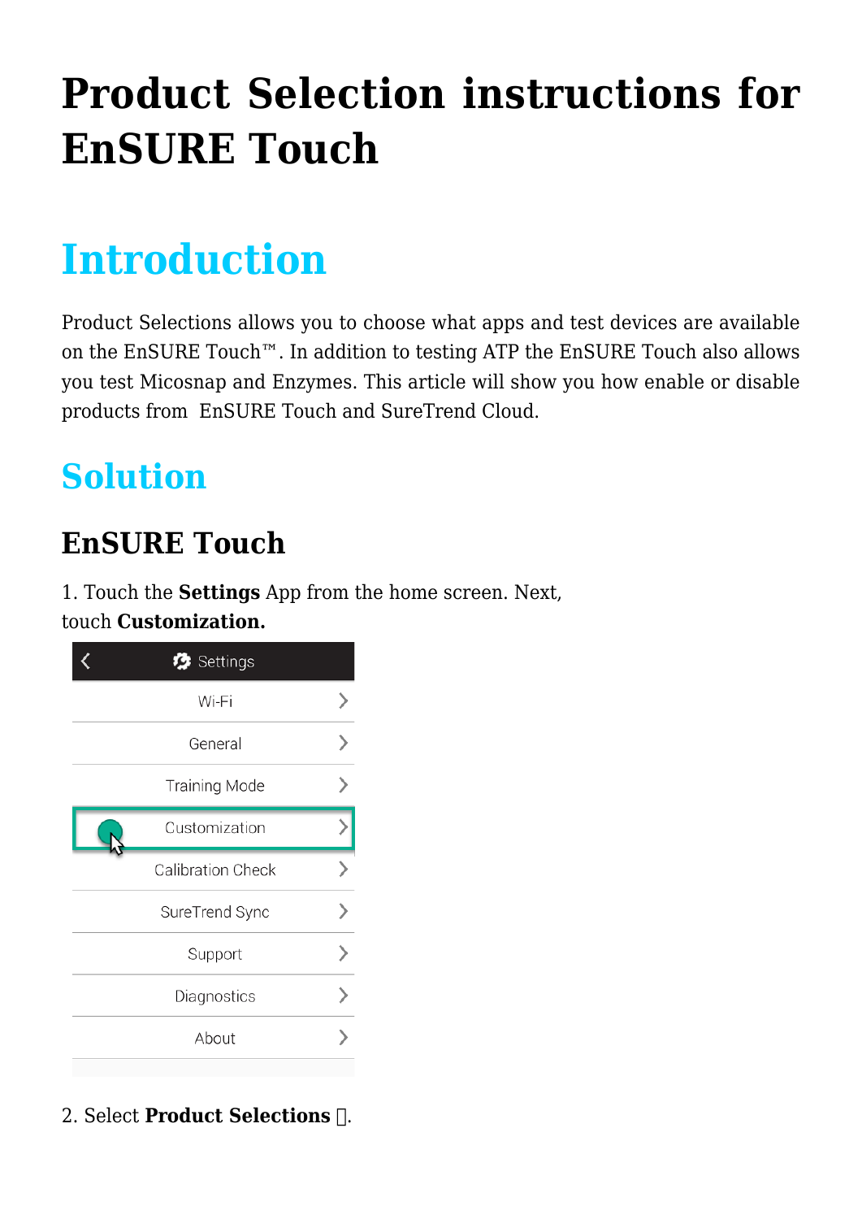# Product Selection instructions for EnSURE Touch

## Introduction

Product Selections allows you to choose what apps and test devices are available on the EnSURE Touch™. In addition to testing ATP the EnSURE Touch also allows you test Micosnap and Enzymes. This article will show you how enable or disable products from  EnSURE Touch and SureTrend Cloud.

## Solution

### EnSURE Touch

1. Touch the **Settings** App from the home screen. Next, touch **Customization.**

2. Select **Product Selections** .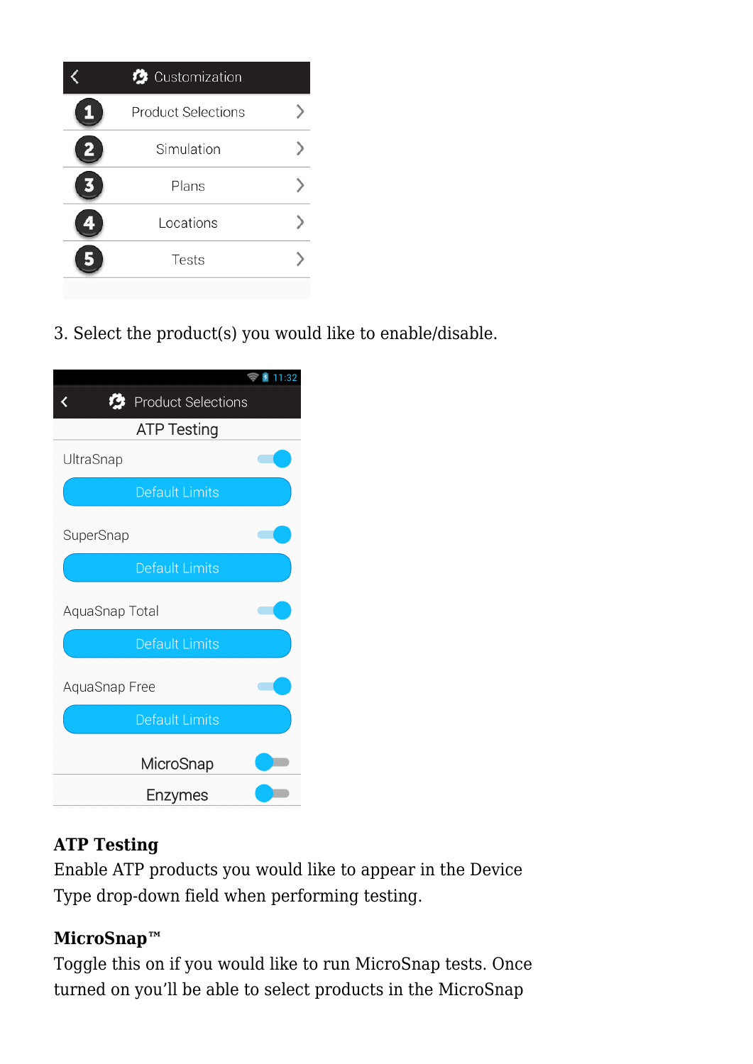| | Customization | |
|---|---|---|
| 1 | Product Selections | > |
| 2 | Simulation | > |
| 3 | Plans | > |
| 4 | Locations | > |
| 5 | Tests | > |

3. Select the product(s) you would like to enable/disable.

11:32

Product Selections

ATP Testing

UltraSnap

Default Limits

SuperSnap

Default Limits

AquaSnap Total

Default Limits

AquaSnap Free

Default Limits

MicroSnap

Enzymes

**ATP Testing**
Enable ATP products you would like to appear in the Device Type drop-down field when performing testing.

**MicroSnap™**
Toggle this on if you would like to run MicroSnap tests. Once turned on you'll be able to select products in the MicroSnap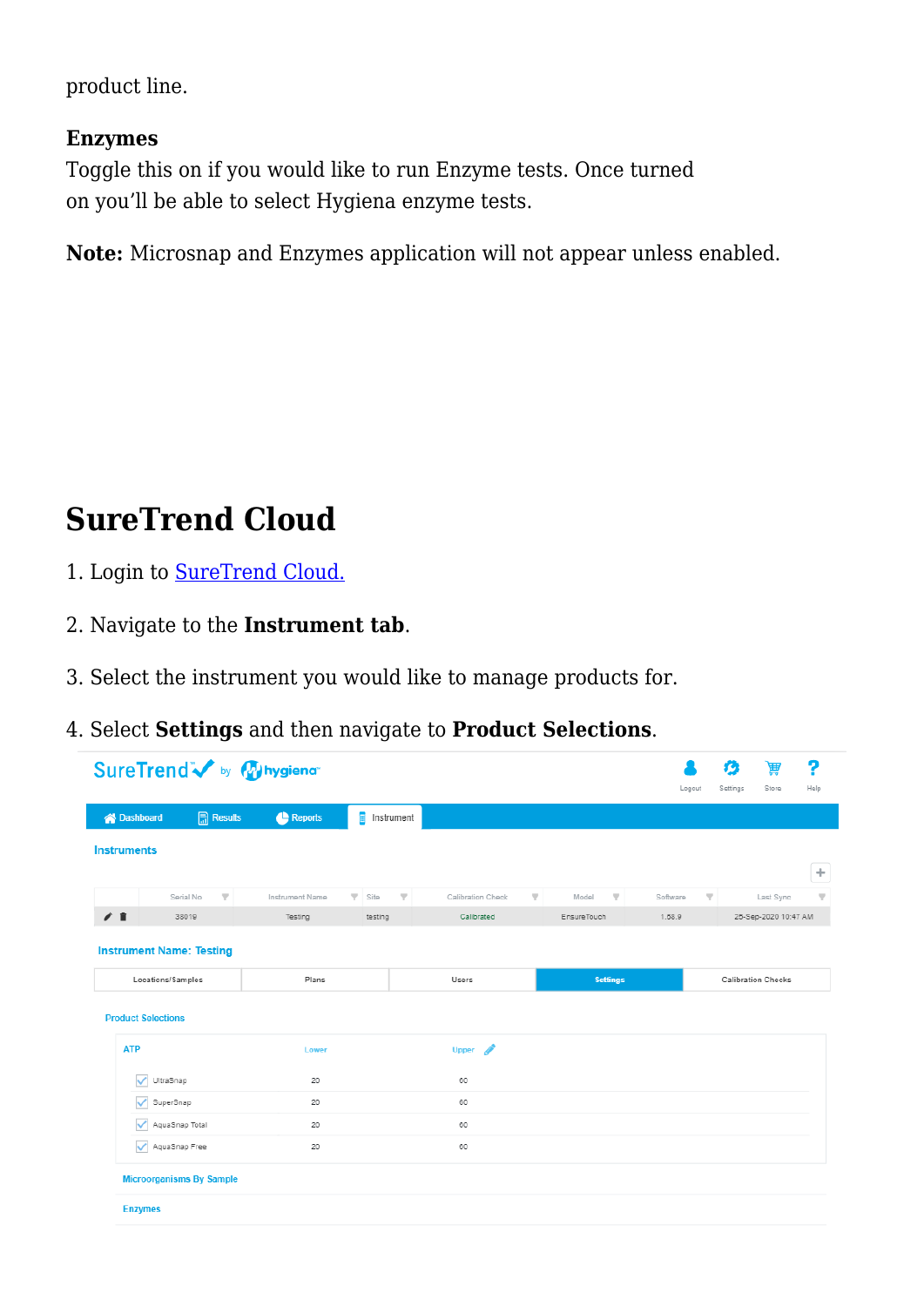product line.

**Enzymes**
Toggle this on if you would like to run Enzyme tests. Once turned on you'll be able to select Hygiena enzyme tests.

**Note:** Microsnap and Enzymes application will not appear unless enabled.

# SureTrend Cloud

1. Login to [SureTrend Cloud.]()

2. Navigate to the **Instrument tab**.

3. Select the instrument you would like to manage products for.

4. Select **Settings** and then navigate to **Product Selections**.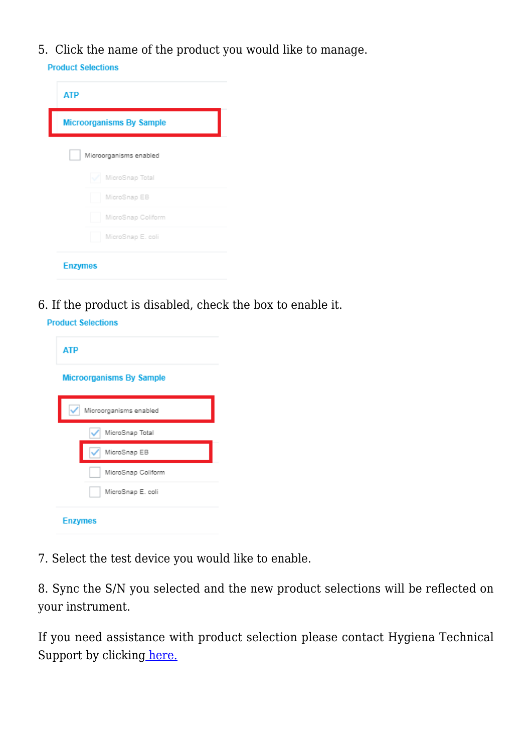5. Click the name of the product you would like to manage.

Product Selections

ATP

Microorganisms By Sample

Microorganisms enabled

MicroSnap Total

MicroSnap EB

MicroSnap Coliform

MicroSnap E. coli

Enzymes

6. If the product is disabled, check the box to enable it.

Product Selections

ATP

Microorganisms By Sample

Microorganisms enabled

MicroSnap Total

MicroSnap EB

MicroSnap Coliform

MicroSnap E. coli

Enzymes

7. Select the test device you would like to enable.

8. Sync the S/N you selected and the new product selections will be reflected on your instrument.

If you need assistance with product selection please contact Hygiena Technical Support by clicking here.